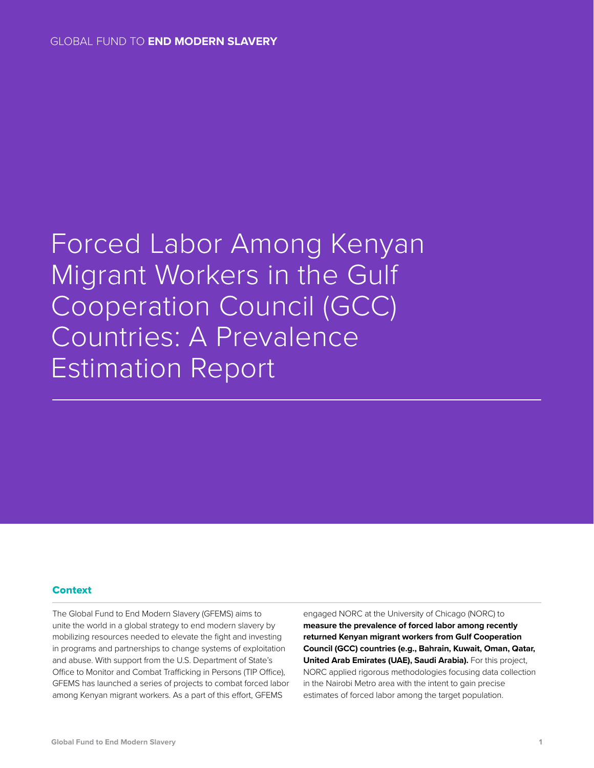GLOBAL FUND TO **END MODERN SLAVERY**

# Forced Labor Among Kenyan Migrant Workers in the Gulf Cooperation Council (GCC) Countries: A Prevalence Estimation Report

## Context

The Global Fund to End Modern Slavery (GFEMS) aims to unite the world in a global strategy to end modern slavery by mobilizing resources needed to elevate the fight and investing in programs and partnerships to change systems of exploitation and abuse. With support from the U.S. Department of State's Office to Monitor and Combat Trafficking in Persons (TIP Office), GFEMS has launched a series of projects to combat forced labor among Kenyan migrant workers. As a part of this effort, GFEMS engaged NORC at the University of Chicago (NORC) to **measure the prevalence of forced labor among recently returned Kenyan migrant workers from Gulf Cooperation Council (GCC) countries (e.g., Bahrain, Kuwait, Oman, Qatar, United Arab Emirates (UAE), Saudi Arabia).** For this project, NORC applied rigorous methodologies focusing data collection in the Nairobi Metro area with the intent to gain precise estimates of forced labor among the target population.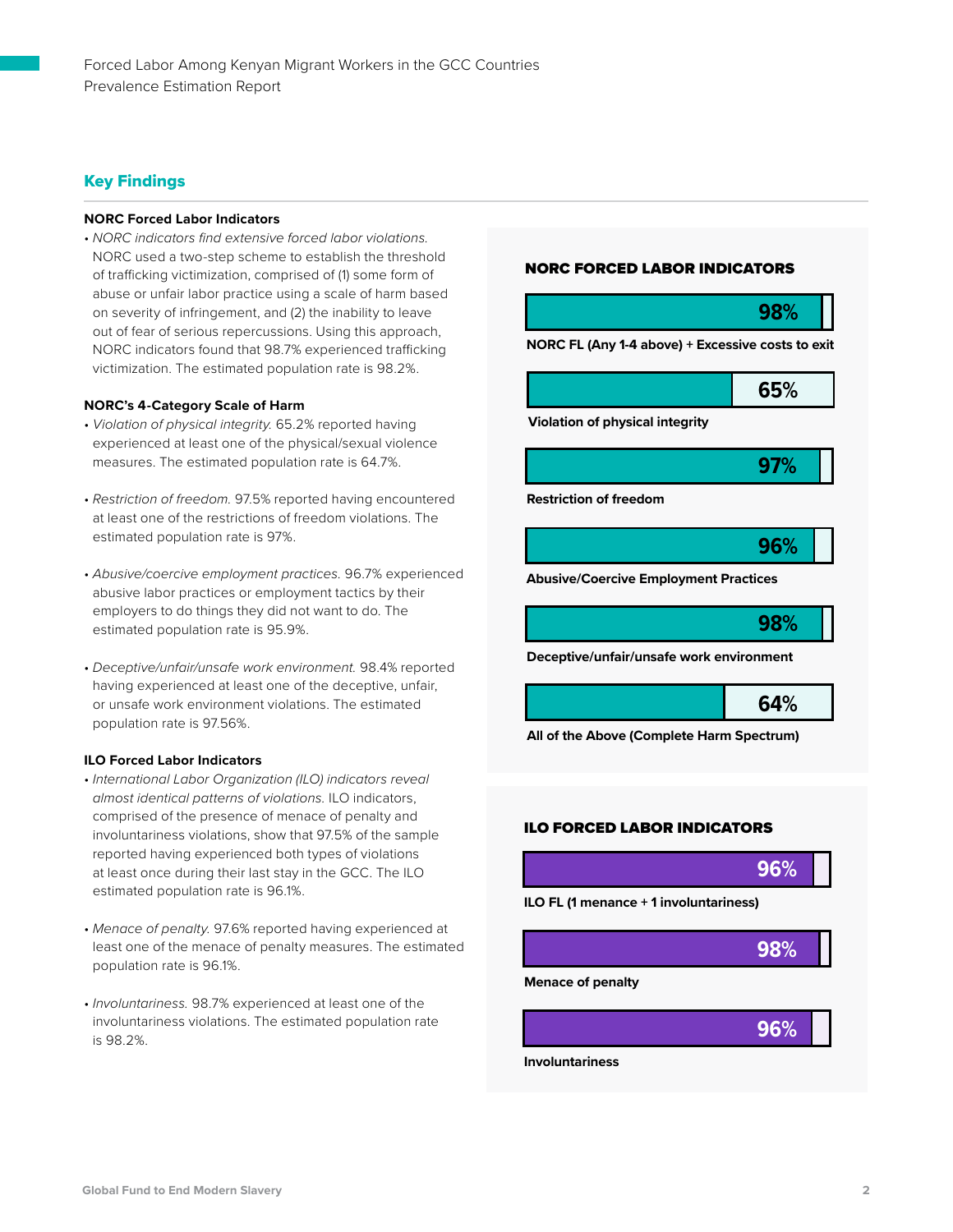## Key Findings

**NORC Forced Labor Indicators**

- *NORC indicators find extensive forced labor violations.* NORC used a two-step scheme to establish the threshold of trafficking victimization, comprised of (1) some form of abuse or unfair labor practice using a scale of harm based on severity of infringement, and (2) the inability to leave out of fear of serious repercussions. Using this approach, NORC indicators found that 98.7% experienced trafficking victimization. The estimated population rate is 98.2%.

**NORC's 4-Category Scale of Harm**

- *Violation of physical integrity.* 65.2% reported having experienced at least one of the physical/sexual violence measures. The estimated population rate is 64.7%.
- *Restriction of freedom.* 97.5% reported having encountered at least one of the restrictions of freedom violations. The estimated population rate is 97%.
- *Abusive/coercive employment practices.* 96.7% experienced abusive labor practices or employment tactics by their employers to do things they did not want to do. The estimated population rate is 95.9%.
- *Deceptive/unfair/unsafe work environment.* 98.4% reported having experienced at least one of the deceptive, unfair, or unsafe work environment violations. The estimated population rate is 97.56%.

**ILO Forced Labor Indicators**

- *International Labor Organization (ILO) indicators reveal almost identical patterns of violations.* ILO indicators, comprised of the presence of menace of penalty and involuntariness violations, show that 97.5% of the sample reported having experienced both types of violations at least once during their last stay in the GCC. The ILO estimated population rate is 96.1%.
- *Menace of penalty.* 97.6% reported having experienced at least one of the menace of penalty measures. The estimated population rate is 96.1%.
- *Involuntariness.* 98.7% experienced at least one of the involuntariness violations. The estimated population rate is 98.2%.

### NORC FORCED LABOR INDICATORS

| Indicator | % |
| --- | --- |
| NORC FL (Any 1-4 above) + Excessive costs to exit | 98% |
| Violation of physical integrity | 65% |
| Restriction of freedom | 97% |
| Abusive/Coercive Employment Practices | 96% |
| Deceptive/unfair/unsafe work environment | 98% |
| All of the Above (Complete Harm Spectrum) | 64% |

### ILO FORCED LABOR INDICATORS

| Indicator | % |
| --- | --- |
| ILO FL (1 menance + 1 involuntariness) | 96% |
| Menace of penalty | 98% |
| Involuntariness | 96% |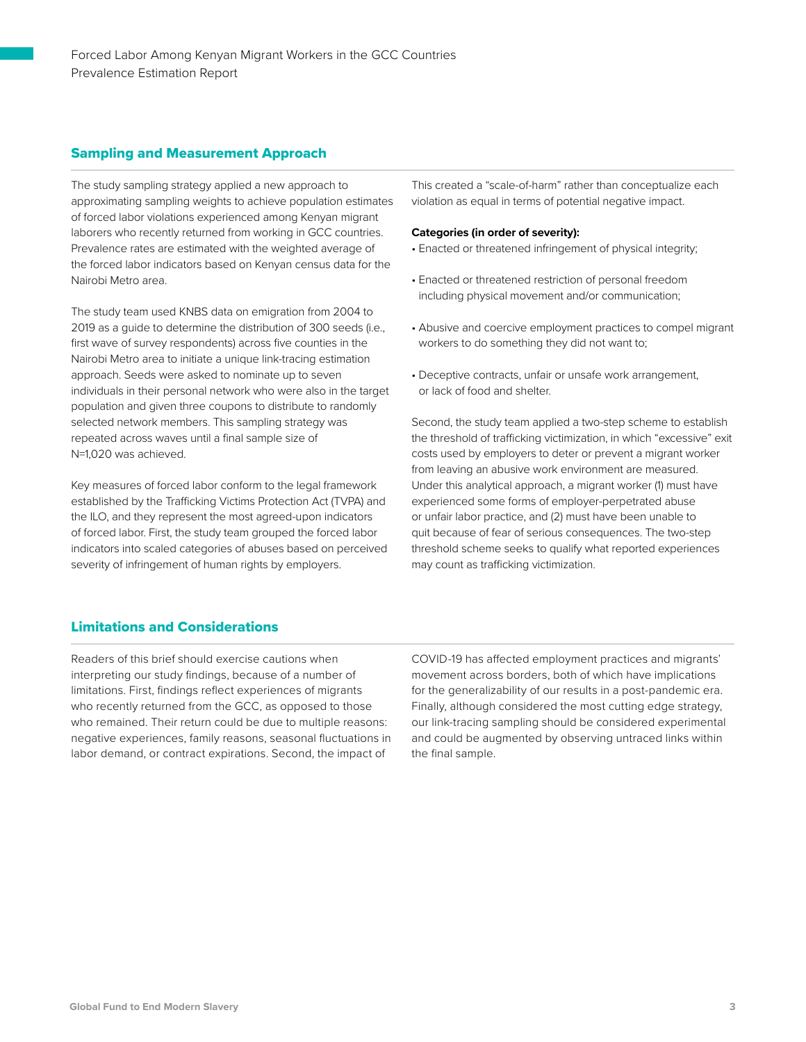## Sampling and Measurement Approach

The study sampling strategy applied a new approach to approximating sampling weights to achieve population estimates of forced labor violations experienced among Kenyan migrant laborers who recently returned from working in GCC countries. Prevalence rates are estimated with the weighted average of the forced labor indicators based on Kenyan census data for the Nairobi Metro area.

The study team used KNBS data on emigration from 2004 to 2019 as a guide to determine the distribution of 300 seeds (i.e., first wave of survey respondents) across five counties in the Nairobi Metro area to initiate a unique link-tracing estimation approach. Seeds were asked to nominate up to seven individuals in their personal network who were also in the target population and given three coupons to distribute to randomly selected network members. This sampling strategy was repeated across waves until a final sample size of N=1,020 was achieved.

Key measures of forced labor conform to the legal framework established by the Trafficking Victims Protection Act (TVPA) and the ILO, and they represent the most agreed-upon indicators of forced labor. First, the study team grouped the forced labor indicators into scaled categories of abuses based on perceived severity of infringement of human rights by employers. This created a "scale-of-harm" rather than conceptualize each violation as equal in terms of potential negative impact.

**Categories (in order of severity):**

- Enacted or threatened infringement of physical integrity;
- Enacted or threatened restriction of personal freedom including physical movement and/or communication;
- Abusive and coercive employment practices to compel migrant workers to do something they did not want to;
- Deceptive contracts, unfair or unsafe work arrangement, or lack of food and shelter.

Second, the study team applied a two-step scheme to establish the threshold of trafficking victimization, in which "excessive" exit costs used by employers to deter or prevent a migrant worker from leaving an abusive work environment are measured. Under this analytical approach, a migrant worker (1) must have experienced some forms of employer-perpetrated abuse or unfair labor practice, and (2) must have been unable to quit because of fear of serious consequences. The two-step threshold scheme seeks to qualify what reported experiences may count as trafficking victimization.

## Limitations and Considerations

Readers of this brief should exercise cautions when interpreting our study findings, because of a number of limitations. First, findings reflect experiences of migrants who recently returned from the GCC, as opposed to those who remained. Their return could be due to multiple reasons: negative experiences, family reasons, seasonal fluctuations in labor demand, or contract expirations. Second, the impact of COVID-19 has affected employment practices and migrants' movement across borders, both of which have implications for the generalizability of our results in a post-pandemic era. Finally, although considered the most cutting edge strategy, our link-tracing sampling should be considered experimental and could be augmented by observing untraced links within the final sample.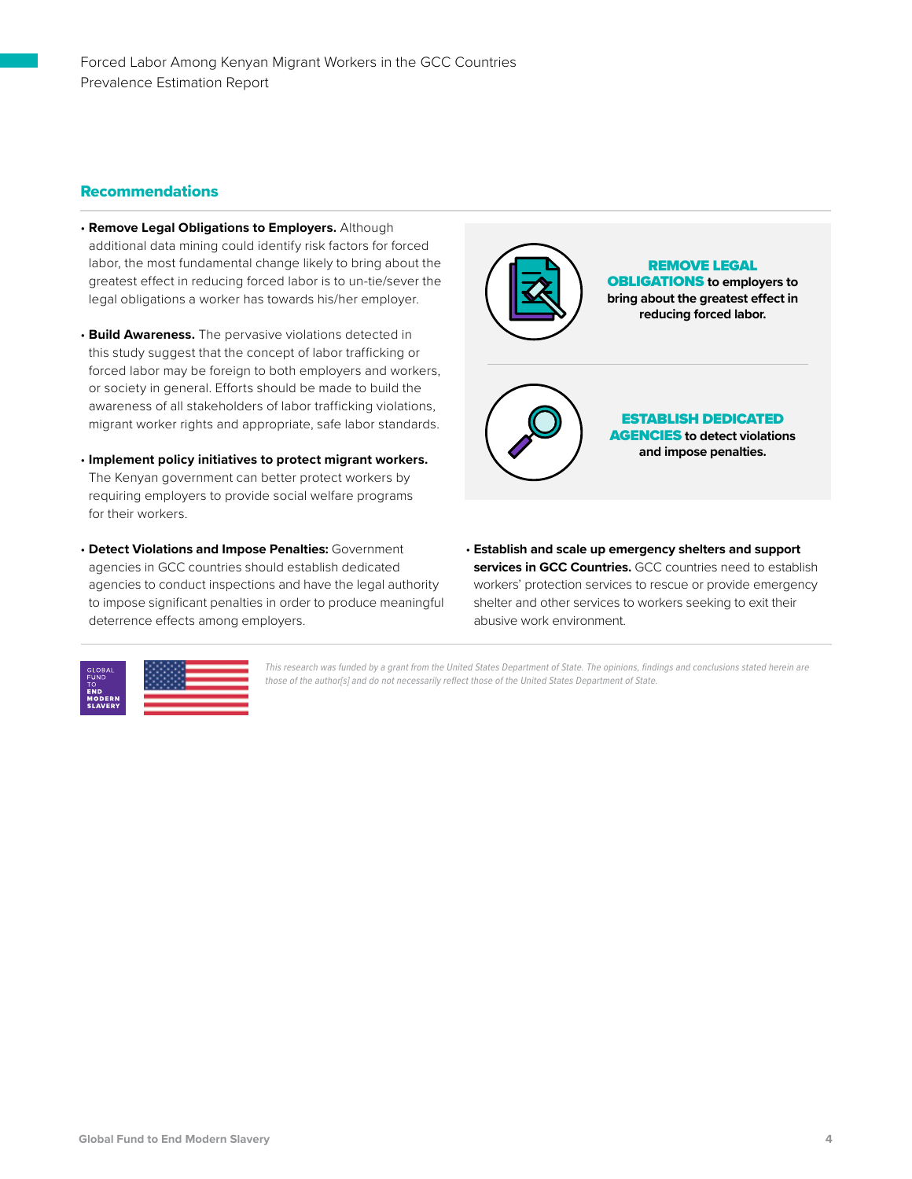## Recommendations

- **Remove Legal Obligations to Employers.** Although additional data mining could identify risk factors for forced labor, the most fundamental change likely to bring about the greatest effect in reducing forced labor is to un-tie/sever the legal obligations a worker has towards his/her employer.

- **Build Awareness.** The pervasive violations detected in this study suggest that the concept of labor trafficking or forced labor may be foreign to both employers and workers, or society in general. Efforts should be made to build the awareness of all stakeholders of labor trafficking violations, migrant worker rights and appropriate, safe labor standards.

- **Implement policy initiatives to protect migrant workers.** The Kenyan government can better protect workers by requiring employers to provide social welfare programs for their workers.

**REMOVE LEGAL OBLIGATIONS** to employers to bring about the greatest effect in reducing forced labor.

**ESTABLISH DEDICATED AGENCIES** to detect violations and impose penalties.

- **Detect Violations and Impose Penalties:** Government agencies in GCC countries should establish dedicated agencies to conduct inspections and have the legal authority to impose significant penalties in order to produce meaningful deterrence effects among employers.

- **Establish and scale up emergency shelters and support services in GCC Countries.** GCC countries need to establish workers' protection services to rescue or provide emergency shelter and other services to workers seeking to exit their abusive work environment.

GLOBAL FUND TO END MODERN SLAVERY

*This research was funded by a grant from the United States Department of State. The opinions, findings and conclusions stated herein are those of the author[s] and do not necessarily reflect those of the United States Department of State.*